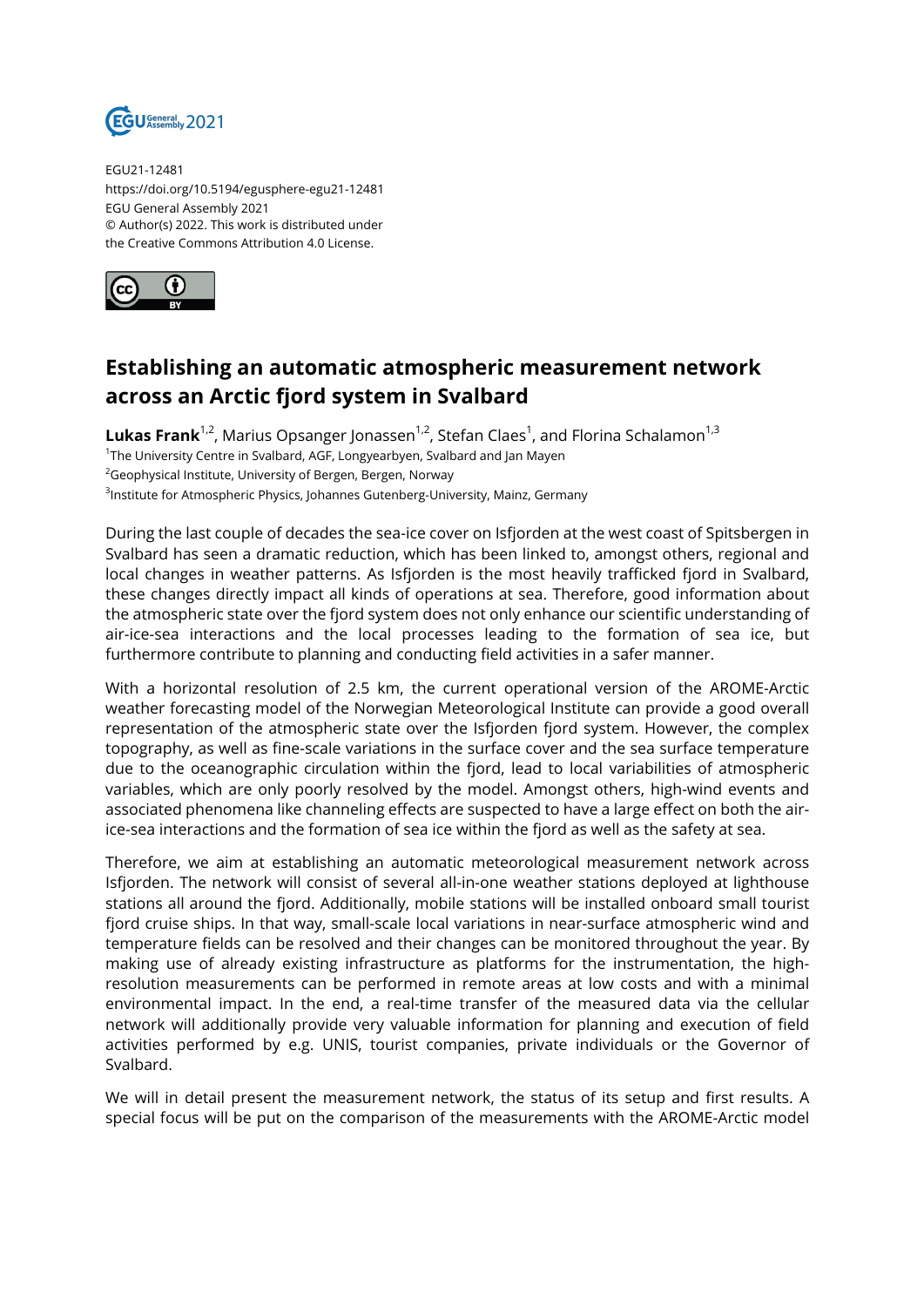EGU21-12481
https://doi.org/10.5194/egusphere-egu21-12481
EGU General Assembly 2021
© Author(s) 2022. This work is distributed under
the Creative Commons Attribution 4.0 License.

# Establishing an automatic atmospheric measurement network across an Arctic fjord system in Svalbard

**Lukas Frank**[1,2], Marius Opsanger Jonassen[1,2], Stefan Claes[1], and Florina Schalamon[1,3]

[1]The University Centre in Svalbard, AGF, Longyearbyen, Svalbard and Jan Mayen
[2]Geophysical Institute, University of Bergen, Bergen, Norway
[3]Institute for Atmospheric Physics, Johannes Gutenberg-University, Mainz, Germany

During the last couple of decades the sea-ice cover on Isfjorden at the west coast of Spitsbergen in Svalbard has seen a dramatic reduction, which has been linked to, amongst others, regional and local changes in weather patterns. As Isfjorden is the most heavily trafficked fjord in Svalbard, these changes directly impact all kinds of operations at sea. Therefore, good information about the atmospheric state over the fjord system does not only enhance our scientific understanding of air-ice-sea interactions and the local processes leading to the formation of sea ice, but furthermore contribute to planning and conducting field activities in a safer manner.

With a horizontal resolution of 2.5 km, the current operational version of the AROME-Arctic weather forecasting model of the Norwegian Meteorological Institute can provide a good overall representation of the atmospheric state over the Isfjorden fjord system. However, the complex topography, as well as fine-scale variations in the surface cover and the sea surface temperature due to the oceanographic circulation within the fjord, lead to local variabilities of atmospheric variables, which are only poorly resolved by the model. Amongst others, high-wind events and associated phenomena like channeling effects are suspected to have a large effect on both the air-ice-sea interactions and the formation of sea ice within the fjord as well as the safety at sea.

Therefore, we aim at establishing an automatic meteorological measurement network across Isfjorden. The network will consist of several all-in-one weather stations deployed at lighthouse stations all around the fjord. Additionally, mobile stations will be installed onboard small tourist fjord cruise ships. In that way, small-scale local variations in near-surface atmospheric wind and temperature fields can be resolved and their changes can be monitored throughout the year. By making use of already existing infrastructure as platforms for the instrumentation, the high-resolution measurements can be performed in remote areas at low costs and with a minimal environmental impact. In the end, a real-time transfer of the measured data via the cellular network will additionally provide very valuable information for planning and execution of field activities performed by e.g. UNIS, tourist companies, private individuals or the Governor of Svalbard.

We will in detail present the measurement network, the status of its setup and first results. A special focus will be put on the comparison of the measurements with the AROME-Arctic model